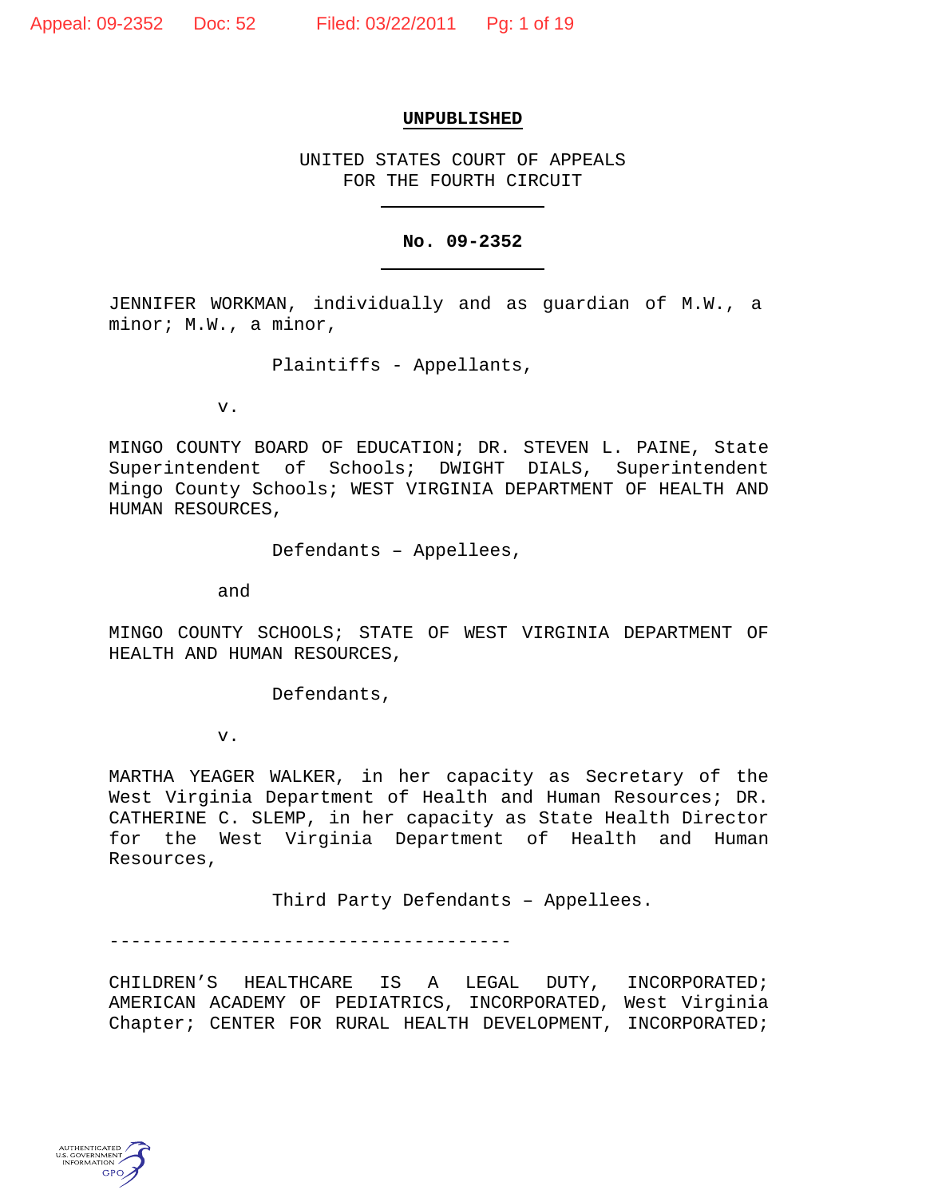**UNPUBLISHED**

UNITED STATES COURT OF APPEALS
FOR THE FOURTH CIRCUIT

---

**No. 09-2352**

---

JENNIFER WORKMAN, individually and as guardian of M.W., a minor; M.W., a minor,

Plaintiffs - Appellants,

v.

MINGO COUNTY BOARD OF EDUCATION; DR. STEVEN L. PAINE, State Superintendent of Schools; DWIGHT DIALS, Superintendent Mingo County Schools; WEST VIRGINIA DEPARTMENT OF HEALTH AND HUMAN RESOURCES,

Defendants – Appellees,

and

MINGO COUNTY SCHOOLS; STATE OF WEST VIRGINIA DEPARTMENT OF HEALTH AND HUMAN RESOURCES,

Defendants,

v.

MARTHA YEAGER WALKER, in her capacity as Secretary of the West Virginia Department of Health and Human Resources; DR. CATHERINE C. SLEMP, in her capacity as State Health Director for the West Virginia Department of Health and Human Resources,

Third Party Defendants – Appellees.

------------------------------------

CHILDREN'S HEALTHCARE IS A LEGAL DUTY, INCORPORATED; AMERICAN ACADEMY OF PEDIATRICS, INCORPORATED, West Virginia Chapter; CENTER FOR RURAL HEALTH DEVELOPMENT, INCORPORATED;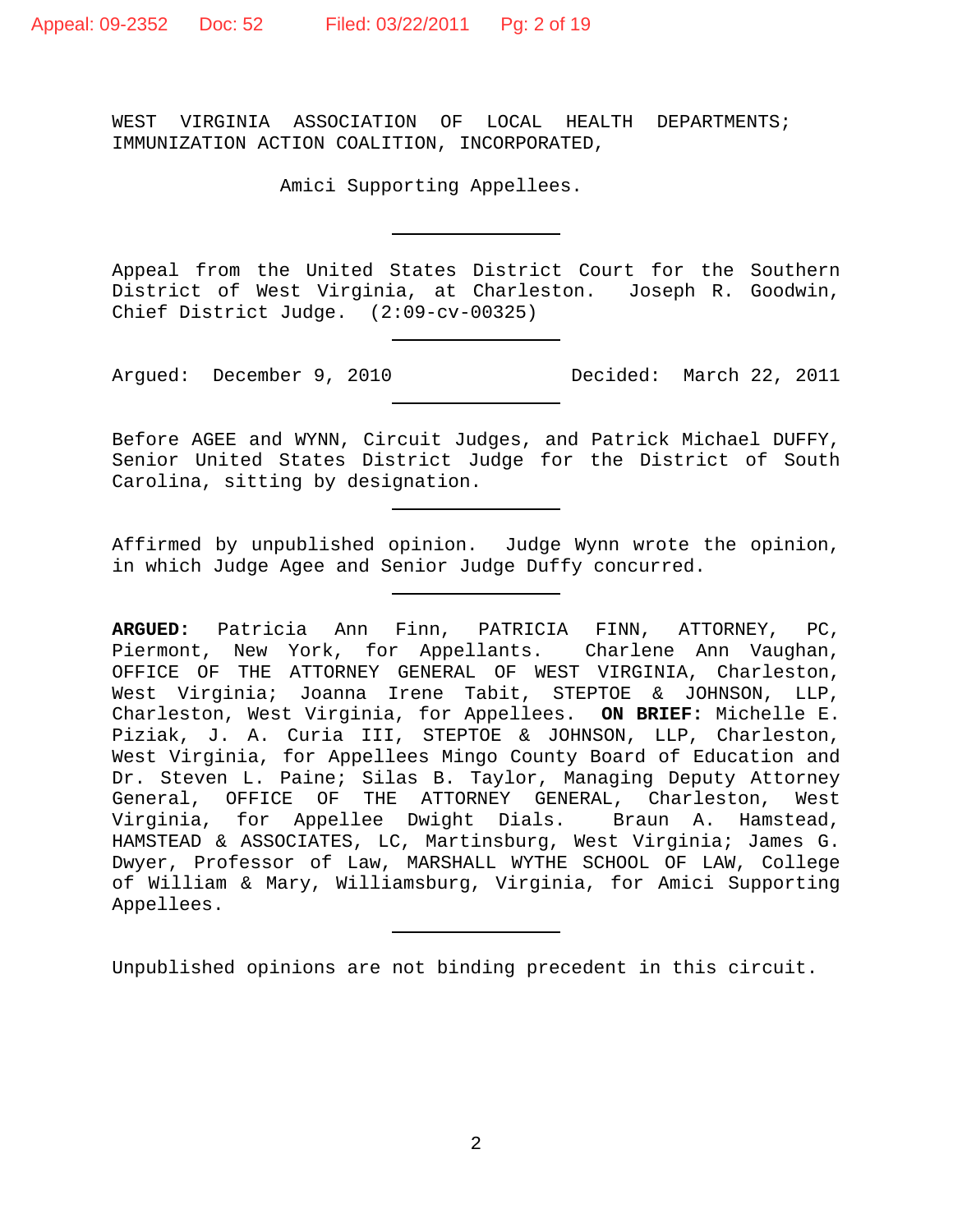WEST VIRGINIA ASSOCIATION OF LOCAL HEALTH DEPARTMENTS; IMMUNIZATION ACTION COALITION, INCORPORATED,

Amici Supporting Appellees.

---

Appeal from the United States District Court for the Southern District of West Virginia, at Charleston. Joseph R. Goodwin, Chief District Judge. (2:09-cv-00325)

---

Argued: December 9, 2010 Decided: March 22, 2011

---

Before AGEE and WYNN, Circuit Judges, and Patrick Michael DUFFY, Senior United States District Judge for the District of South Carolina, sitting by designation.

---

Affirmed by unpublished opinion. Judge Wynn wrote the opinion, in which Judge Agee and Senior Judge Duffy concurred.

---

**ARGUED:** Patricia Ann Finn, PATRICIA FINN, ATTORNEY, PC, Piermont, New York, for Appellants. Charlene Ann Vaughan, OFFICE OF THE ATTORNEY GENERAL OF WEST VIRGINIA, Charleston, West Virginia; Joanna Irene Tabit, STEPTOE & JOHNSON, LLP, Charleston, West Virginia, for Appellees. **ON BRIEF:** Michelle E. Piziak, J. A. Curia III, STEPTOE & JOHNSON, LLP, Charleston, West Virginia, for Appellees Mingo County Board of Education and Dr. Steven L. Paine; Silas B. Taylor, Managing Deputy Attorney General, OFFICE OF THE ATTORNEY GENERAL, Charleston, West Virginia, for Appellee Dwight Dials. Braun A. Hamstead, HAMSTEAD & ASSOCIATES, LC, Martinsburg, West Virginia; James G. Dwyer, Professor of Law, MARSHALL WYTHE SCHOOL OF LAW, College of William & Mary, Williamsburg, Virginia, for Amici Supporting Appellees.

---

Unpublished opinions are not binding precedent in this circuit.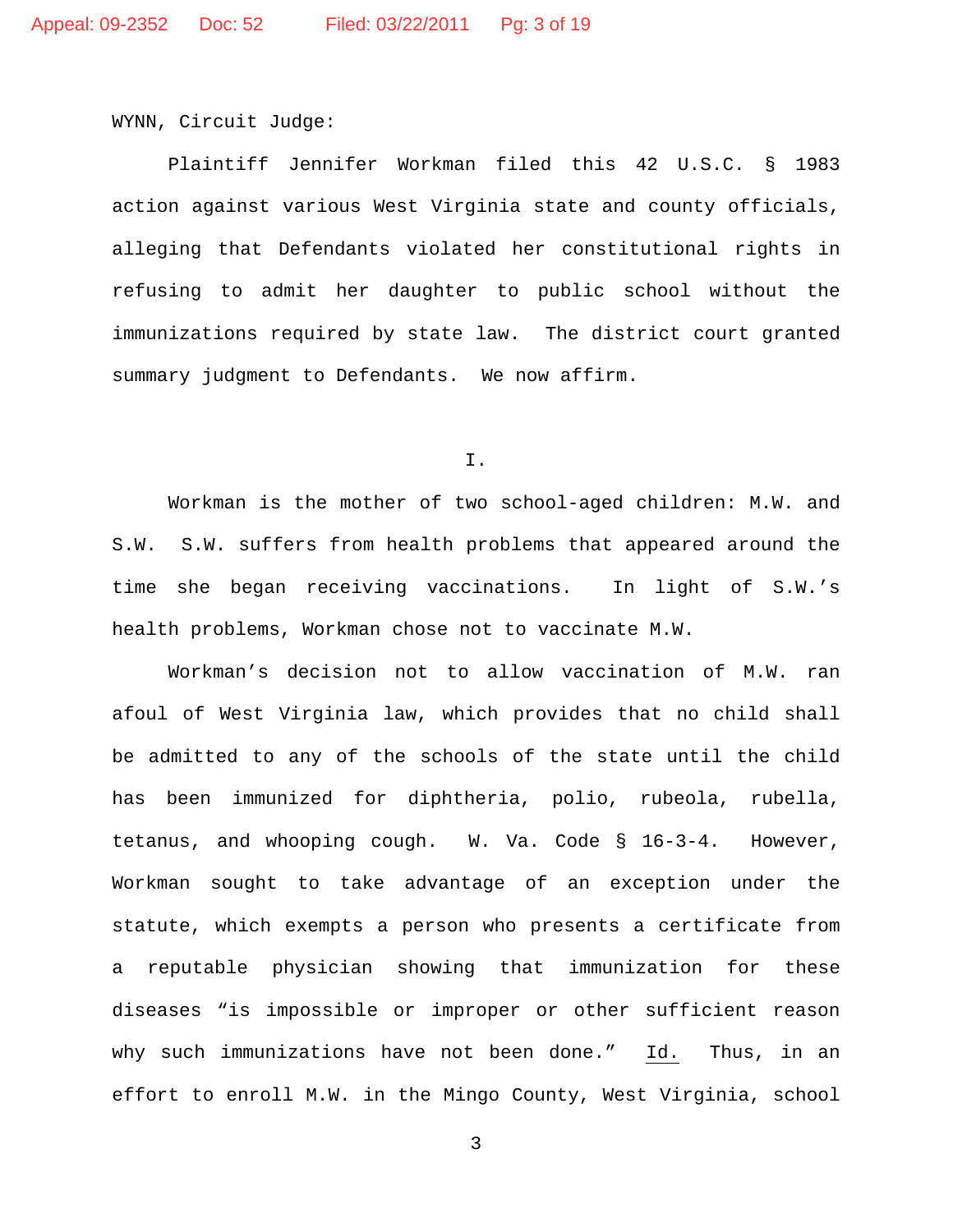WYNN, Circuit Judge:

Plaintiff Jennifer Workman filed this 42 U.S.C. § 1983 action against various West Virginia state and county officials, alleging that Defendants violated her constitutional rights in refusing to admit her daughter to public school without the immunizations required by state law. The district court granted summary judgment to Defendants. We now affirm.

I.

Workman is the mother of two school-aged children: M.W. and S.W. S.W. suffers from health problems that appeared around the time she began receiving vaccinations. In light of S.W.'s health problems, Workman chose not to vaccinate M.W.

Workman's decision not to allow vaccination of M.W. ran afoul of West Virginia law, which provides that no child shall be admitted to any of the schools of the state until the child has been immunized for diphtheria, polio, rubeola, rubella, tetanus, and whooping cough. W. Va. Code § 16-3-4. However, Workman sought to take advantage of an exception under the statute, which exempts a person who presents a certificate from a reputable physician showing that immunization for these diseases "is impossible or improper or other sufficient reason why such immunizations have not been done." Id. Thus, in an effort to enroll M.W. in the Mingo County, West Virginia, school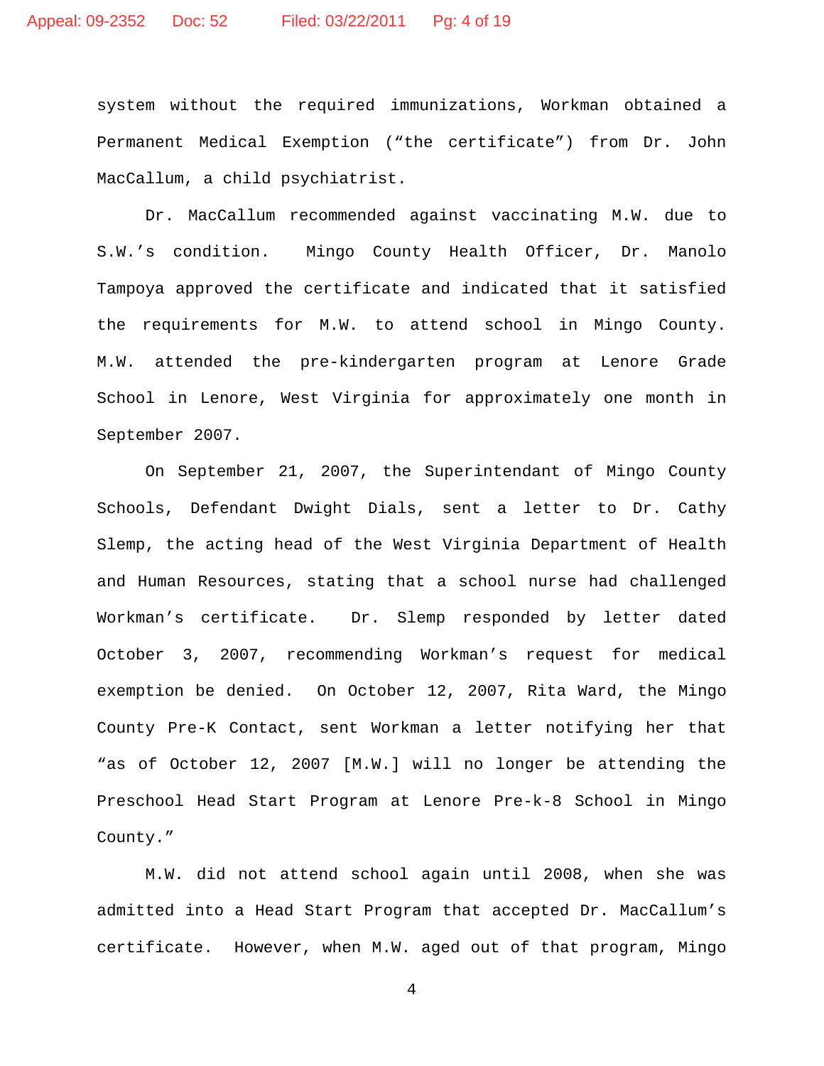system without the required immunizations, Workman obtained a Permanent Medical Exemption (“the certificate”) from Dr. John MacCallum, a child psychiatrist.

Dr. MacCallum recommended against vaccinating M.W. due to S.W.’s condition. Mingo County Health Officer, Dr. Manolo Tampoya approved the certificate and indicated that it satisfied the requirements for M.W. to attend school in Mingo County. M.W. attended the pre-kindergarten program at Lenore Grade School in Lenore, West Virginia for approximately one month in September 2007.

On September 21, 2007, the Superintendant of Mingo County Schools, Defendant Dwight Dials, sent a letter to Dr. Cathy Slemp, the acting head of the West Virginia Department of Health and Human Resources, stating that a school nurse had challenged Workman’s certificate. Dr. Slemp responded by letter dated October 3, 2007, recommending Workman’s request for medical exemption be denied. On October 12, 2007, Rita Ward, the Mingo County Pre-K Contact, sent Workman a letter notifying her that “as of October 12, 2007 [M.W.] will no longer be attending the Preschool Head Start Program at Lenore Pre-k-8 School in Mingo County.”

M.W. did not attend school again until 2008, when she was admitted into a Head Start Program that accepted Dr. MacCallum’s certificate. However, when M.W. aged out of that program, Mingo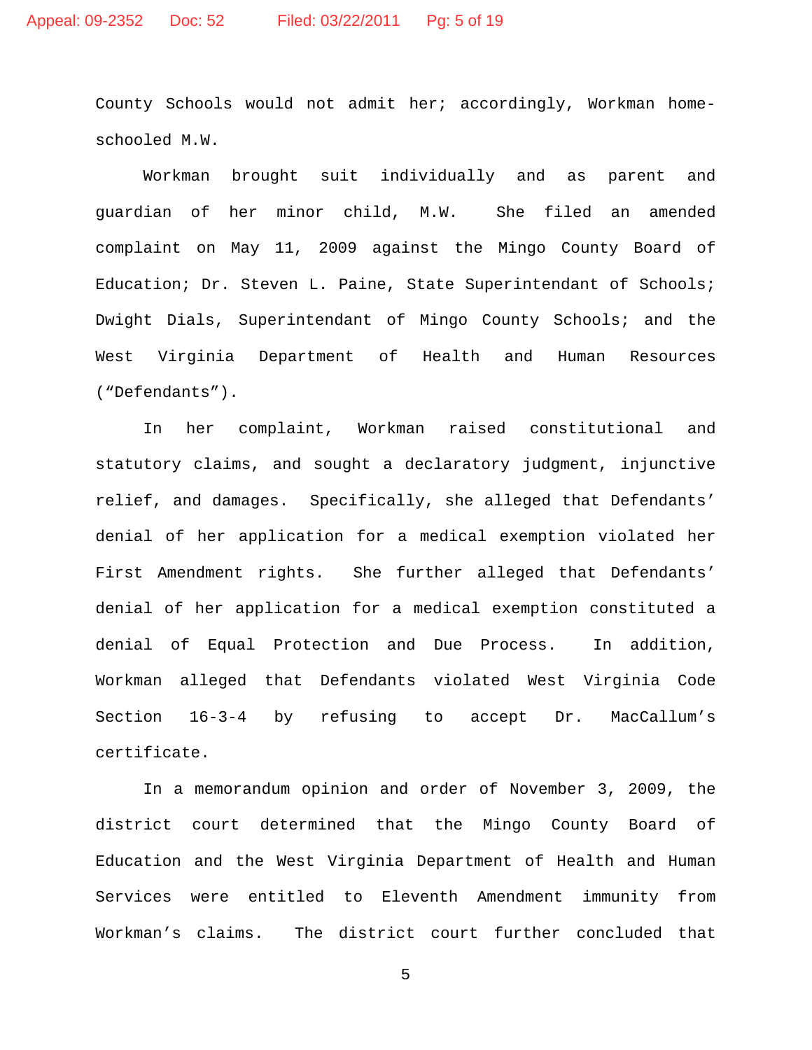County Schools would not admit her; accordingly, Workman home-schooled M.W.

Workman brought suit individually and as parent and guardian of her minor child, M.W. She filed an amended complaint on May 11, 2009 against the Mingo County Board of Education; Dr. Steven L. Paine, State Superintendant of Schools; Dwight Dials, Superintendant of Mingo County Schools; and the West Virginia Department of Health and Human Resources ("Defendants").

In her complaint, Workman raised constitutional and statutory claims, and sought a declaratory judgment, injunctive relief, and damages. Specifically, she alleged that Defendants' denial of her application for a medical exemption violated her First Amendment rights. She further alleged that Defendants' denial of her application for a medical exemption constituted a denial of Equal Protection and Due Process. In addition, Workman alleged that Defendants violated West Virginia Code Section 16-3-4 by refusing to accept Dr. MacCallum's certificate.

In a memorandum opinion and order of November 3, 2009, the district court determined that the Mingo County Board of Education and the West Virginia Department of Health and Human Services were entitled to Eleventh Amendment immunity from Workman's claims. The district court further concluded that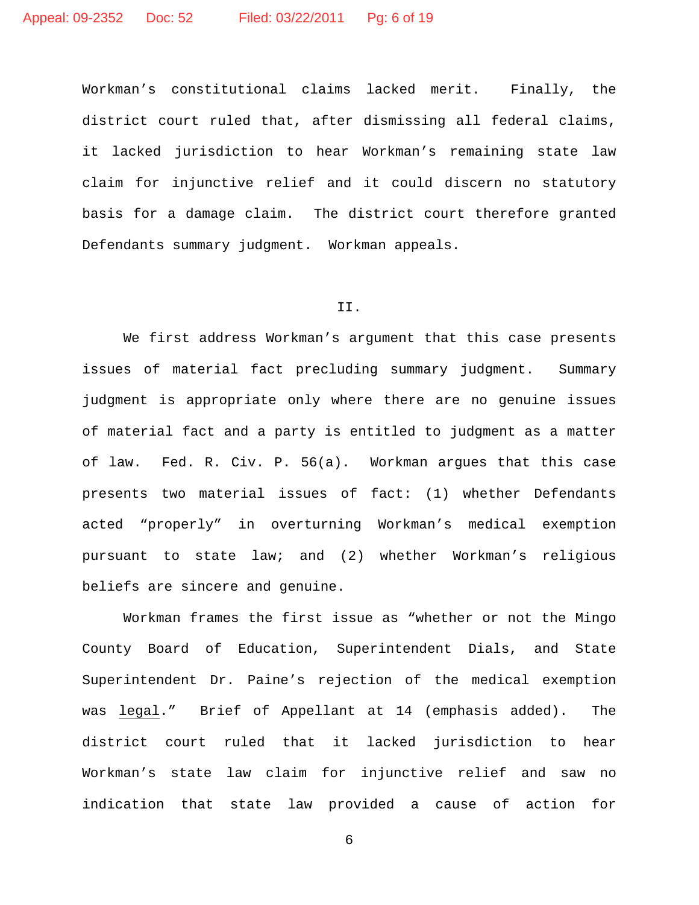Workman's constitutional claims lacked merit. Finally, the district court ruled that, after dismissing all federal claims, it lacked jurisdiction to hear Workman's remaining state law claim for injunctive relief and it could discern no statutory basis for a damage claim. The district court therefore granted Defendants summary judgment. Workman appeals.

## II.

We first address Workman's argument that this case presents issues of material fact precluding summary judgment. Summary judgment is appropriate only where there are no genuine issues of material fact and a party is entitled to judgment as a matter of law. Fed. R. Civ. P. 56(a). Workman argues that this case presents two material issues of fact: (1) whether Defendants acted "properly" in overturning Workman's medical exemption pursuant to state law; and (2) whether Workman's religious beliefs are sincere and genuine.

Workman frames the first issue as "whether or not the Mingo County Board of Education, Superintendent Dials, and State Superintendent Dr. Paine's rejection of the medical exemption was <u>legal</u>." Brief of Appellant at 14 (emphasis added). The district court ruled that it lacked jurisdiction to hear Workman's state law claim for injunctive relief and saw no indication that state law provided a cause of action for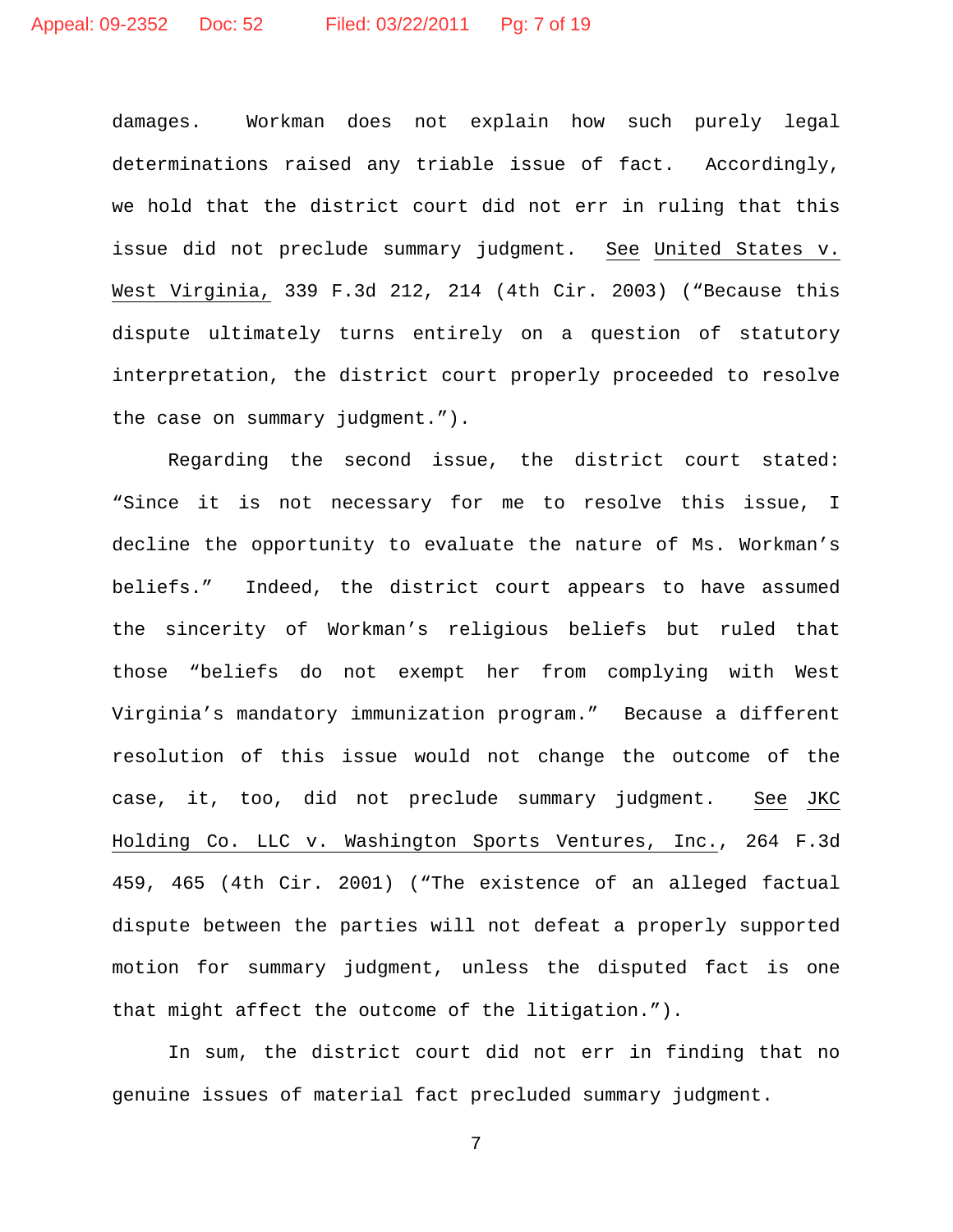damages. Workman does not explain how such purely legal determinations raised any triable issue of fact. Accordingly, we hold that the district court did not err in ruling that this issue did not preclude summary judgment. See United States v. West Virginia, 339 F.3d 212, 214 (4th Cir. 2003) ("Because this dispute ultimately turns entirely on a question of statutory interpretation, the district court properly proceeded to resolve the case on summary judgment.").

Regarding the second issue, the district court stated: "Since it is not necessary for me to resolve this issue, I decline the opportunity to evaluate the nature of Ms. Workman's beliefs." Indeed, the district court appears to have assumed the sincerity of Workman's religious beliefs but ruled that those "beliefs do not exempt her from complying with West Virginia's mandatory immunization program." Because a different resolution of this issue would not change the outcome of the case, it, too, did not preclude summary judgment. See JKC Holding Co. LLC v. Washington Sports Ventures, Inc., 264 F.3d 459, 465 (4th Cir. 2001) ("The existence of an alleged factual dispute between the parties will not defeat a properly supported motion for summary judgment, unless the disputed fact is one that might affect the outcome of the litigation.").

In sum, the district court did not err in finding that no genuine issues of material fact precluded summary judgment.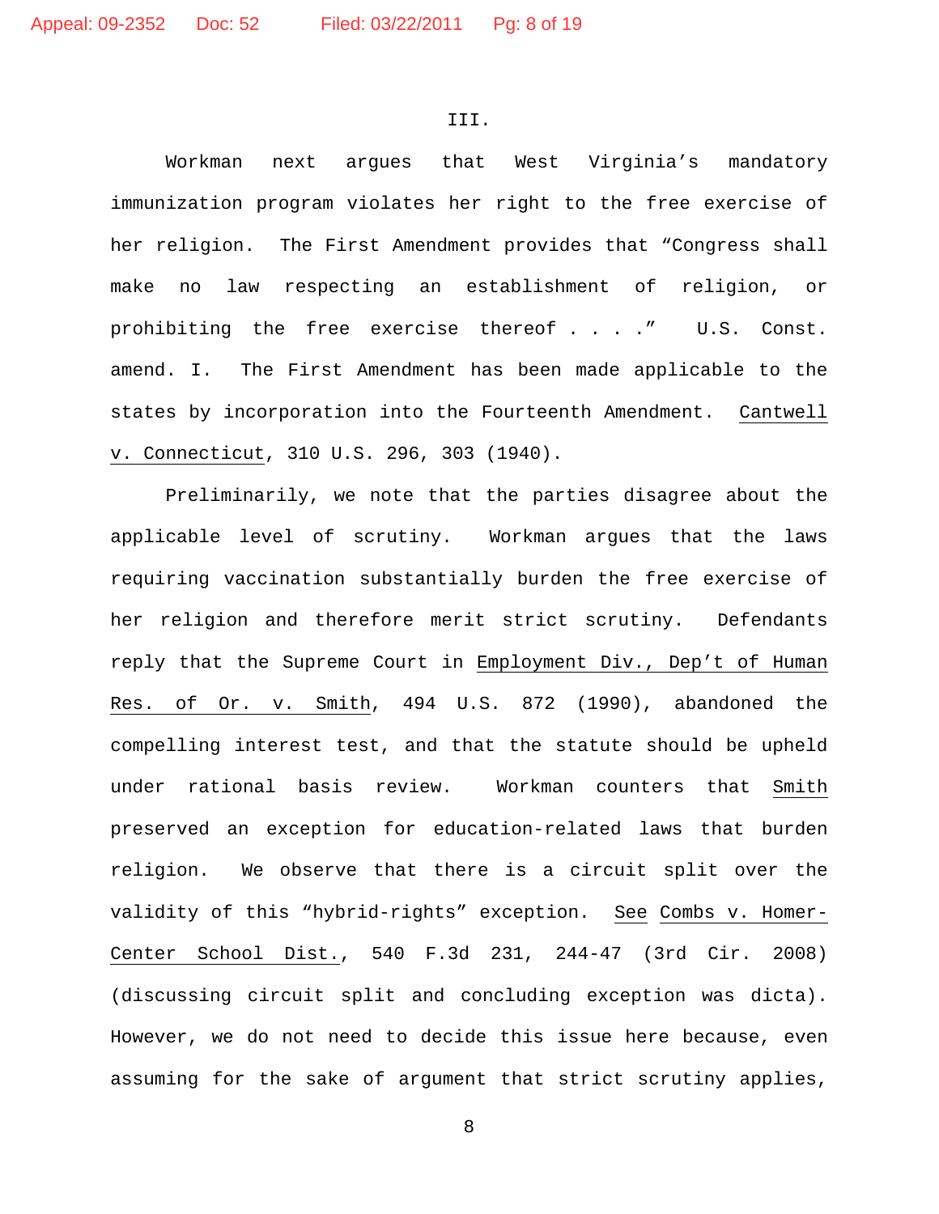III.

Workman next argues that West Virginia's mandatory immunization program violates her right to the free exercise of her religion. The First Amendment provides that "Congress shall make no law respecting an establishment of religion, or prohibiting the free exercise thereof . . . ." U.S. Const. amend. I. The First Amendment has been made applicable to the states by incorporation into the Fourteenth Amendment. Cantwell v. Connecticut, 310 U.S. 296, 303 (1940).

Preliminarily, we note that the parties disagree about the applicable level of scrutiny. Workman argues that the laws requiring vaccination substantially burden the free exercise of her religion and therefore merit strict scrutiny. Defendants reply that the Supreme Court in Employment Div., Dep't of Human Res. of Or. v. Smith, 494 U.S. 872 (1990), abandoned the compelling interest test, and that the statute should be upheld under rational basis review. Workman counters that Smith preserved an exception for education-related laws that burden religion. We observe that there is a circuit split over the validity of this "hybrid-rights" exception. See Combs v. Homer-Center School Dist., 540 F.3d 231, 244-47 (3rd Cir. 2008) (discussing circuit split and concluding exception was dicta). However, we do not need to decide this issue here because, even assuming for the sake of argument that strict scrutiny applies,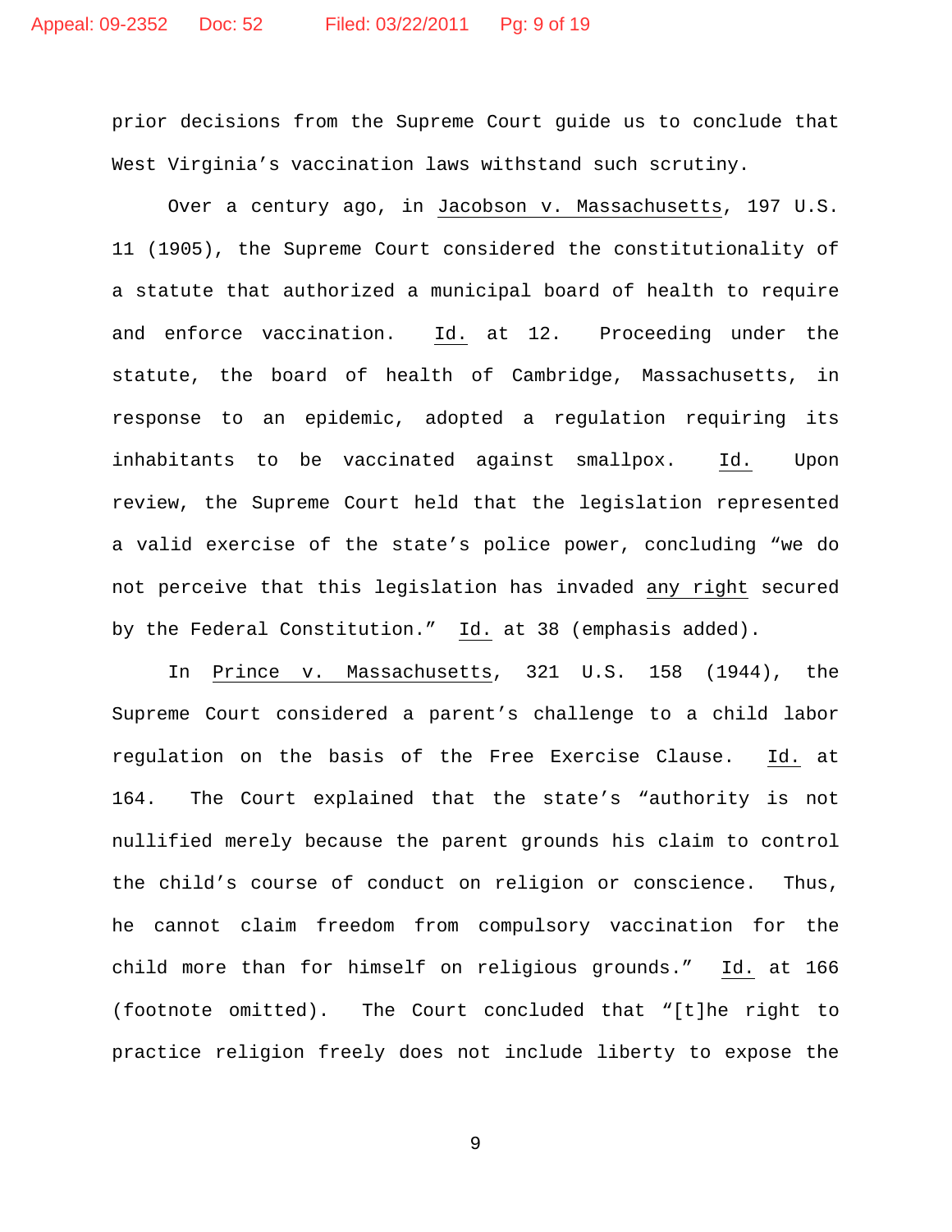prior decisions from the Supreme Court guide us to conclude that West Virginia's vaccination laws withstand such scrutiny.

Over a century ago, in Jacobson v. Massachusetts, 197 U.S. 11 (1905), the Supreme Court considered the constitutionality of a statute that authorized a municipal board of health to require and enforce vaccination. Id. at 12. Proceeding under the statute, the board of health of Cambridge, Massachusetts, in response to an epidemic, adopted a regulation requiring its inhabitants to be vaccinated against smallpox. Id. Upon review, the Supreme Court held that the legislation represented a valid exercise of the state's police power, concluding "we do not perceive that this legislation has invaded any right secured by the Federal Constitution." Id. at 38 (emphasis added).

In Prince v. Massachusetts, 321 U.S. 158 (1944), the Supreme Court considered a parent's challenge to a child labor regulation on the basis of the Free Exercise Clause. Id. at 164. The Court explained that the state's "authority is not nullified merely because the parent grounds his claim to control the child's course of conduct on religion or conscience. Thus, he cannot claim freedom from compulsory vaccination for the child more than for himself on religious grounds." Id. at 166 (footnote omitted). The Court concluded that "[t]he right to practice religion freely does not include liberty to expose the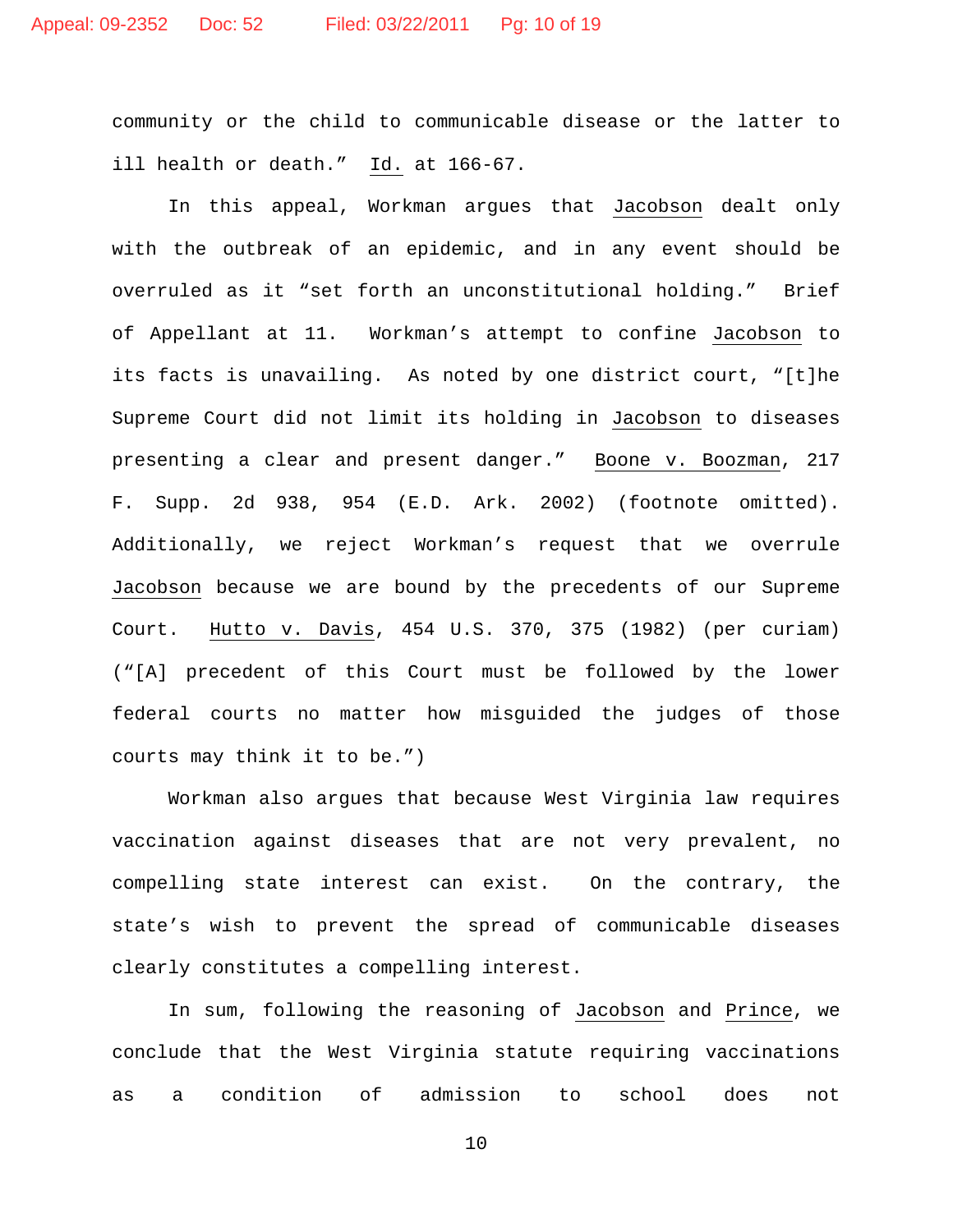community or the child to communicable disease or the latter to ill health or death." Id. at 166-67.

In this appeal, Workman argues that Jacobson dealt only with the outbreak of an epidemic, and in any event should be overruled as it "set forth an unconstitutional holding." Brief of Appellant at 11. Workman's attempt to confine Jacobson to its facts is unavailing. As noted by one district court, "[t]he Supreme Court did not limit its holding in Jacobson to diseases presenting a clear and present danger." Boone v. Boozman, 217 F. Supp. 2d 938, 954 (E.D. Ark. 2002) (footnote omitted). Additionally, we reject Workman's request that we overrule Jacobson because we are bound by the precedents of our Supreme Court. Hutto v. Davis, 454 U.S. 370, 375 (1982) (per curiam) ("[A] precedent of this Court must be followed by the lower federal courts no matter how misguided the judges of those courts may think it to be.")

Workman also argues that because West Virginia law requires vaccination against diseases that are not very prevalent, no compelling state interest can exist. On the contrary, the state's wish to prevent the spread of communicable diseases clearly constitutes a compelling interest.

In sum, following the reasoning of Jacobson and Prince, we conclude that the West Virginia statute requiring vaccinations as a condition of admission to school does not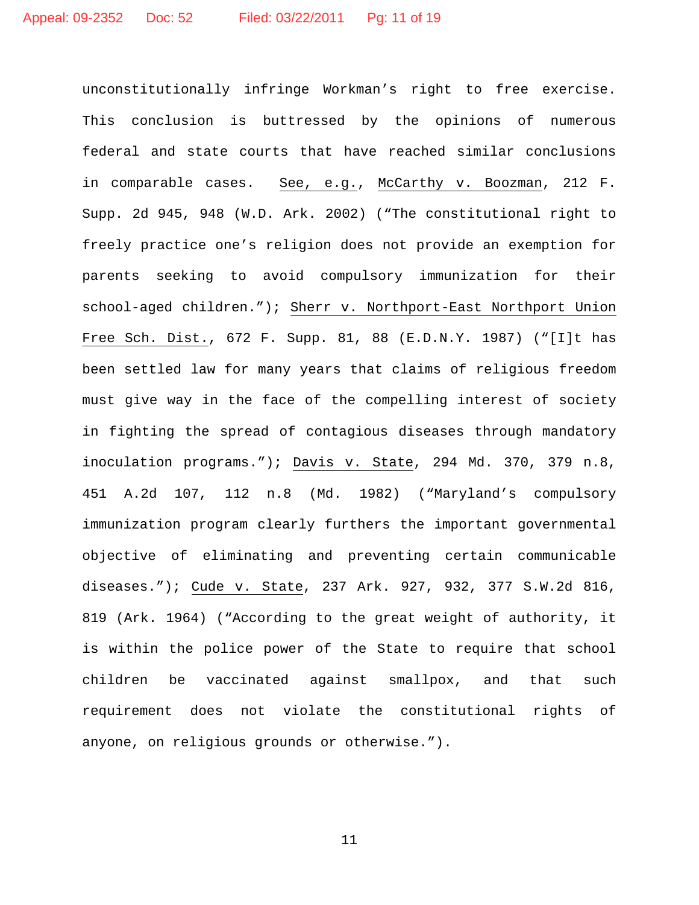unconstitutionally infringe Workman's right to free exercise. This conclusion is buttressed by the opinions of numerous federal and state courts that have reached similar conclusions in comparable cases. See, e.g., McCarthy v. Boozman, 212 F. Supp. 2d 945, 948 (W.D. Ark. 2002) ("The constitutional right to freely practice one's religion does not provide an exemption for parents seeking to avoid compulsory immunization for their school-aged children."); Sherr v. Northport-East Northport Union Free Sch. Dist., 672 F. Supp. 81, 88 (E.D.N.Y. 1987) ("[I]t has been settled law for many years that claims of religious freedom must give way in the face of the compelling interest of society in fighting the spread of contagious diseases through mandatory inoculation programs."); Davis v. State, 294 Md. 370, 379 n.8, 451 A.2d 107, 112 n.8 (Md. 1982) ("Maryland's compulsory immunization program clearly furthers the important governmental objective of eliminating and preventing certain communicable diseases."); Cude v. State, 237 Ark. 927, 932, 377 S.W.2d 816, 819 (Ark. 1964) ("According to the great weight of authority, it is within the police power of the State to require that school children be vaccinated against smallpox, and that such requirement does not violate the constitutional rights of anyone, on religious grounds or otherwise.").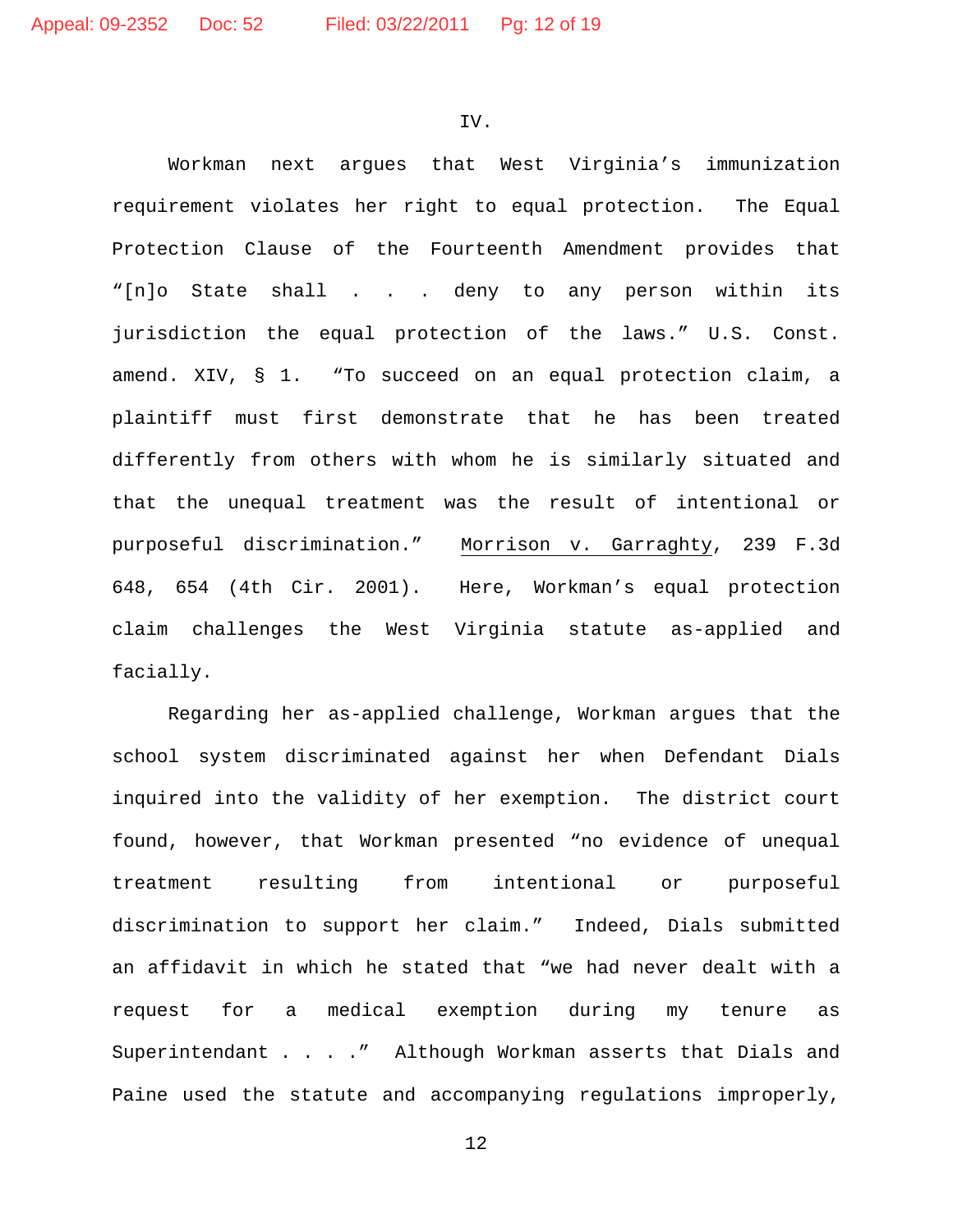IV.

Workman next argues that West Virginia's immunization requirement violates her right to equal protection. The Equal Protection Clause of the Fourteenth Amendment provides that "[n]o State shall . . . deny to any person within its jurisdiction the equal protection of the laws." U.S. Const. amend. XIV, § 1. "To succeed on an equal protection claim, a plaintiff must first demonstrate that he has been treated differently from others with whom he is similarly situated and that the unequal treatment was the result of intentional or purposeful discrimination." Morrison v. Garraghty, 239 F.3d 648, 654 (4th Cir. 2001). Here, Workman's equal protection claim challenges the West Virginia statute as-applied and facially.

Regarding her as-applied challenge, Workman argues that the school system discriminated against her when Defendant Dials inquired into the validity of her exemption. The district court found, however, that Workman presented "no evidence of unequal treatment resulting from intentional or purposeful discrimination to support her claim." Indeed, Dials submitted an affidavit in which he stated that "we had never dealt with a request for a medical exemption during my tenure as Superintendant . . . ." Although Workman asserts that Dials and Paine used the statute and accompanying regulations improperly,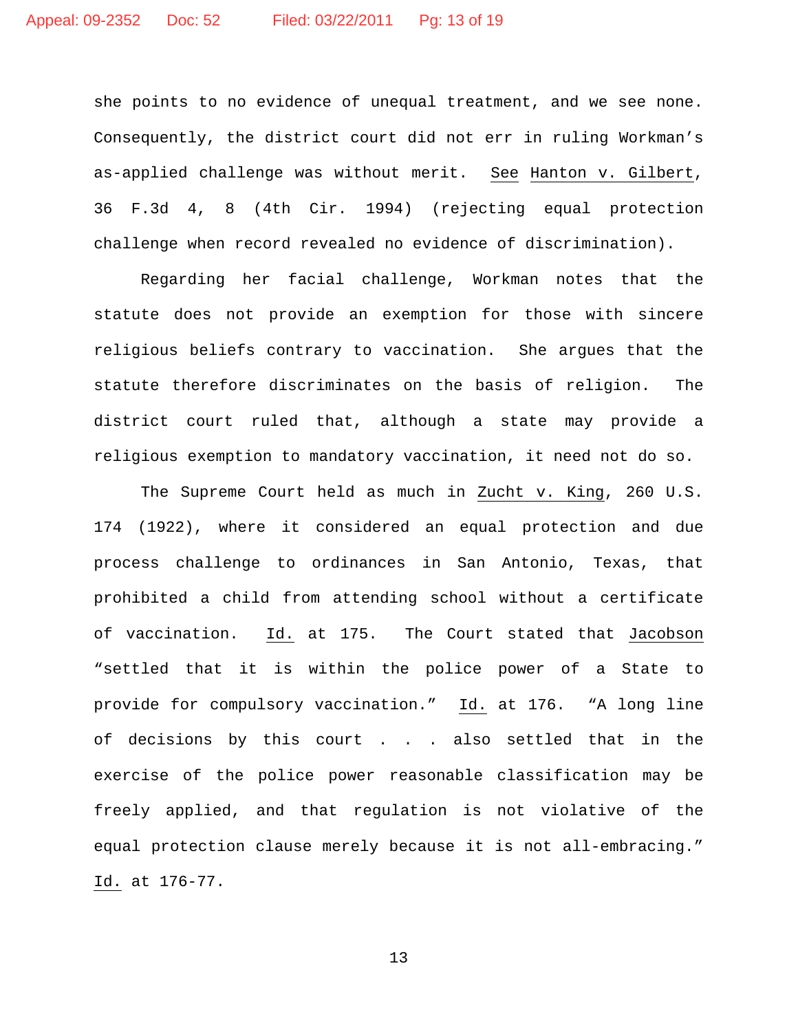she points to no evidence of unequal treatment, and we see none. Consequently, the district court did not err in ruling Workman's as-applied challenge was without merit. See Hanton v. Gilbert, 36 F.3d 4, 8 (4th Cir. 1994) (rejecting equal protection challenge when record revealed no evidence of discrimination).

Regarding her facial challenge, Workman notes that the statute does not provide an exemption for those with sincere religious beliefs contrary to vaccination. She argues that the statute therefore discriminates on the basis of religion. The district court ruled that, although a state may provide a religious exemption to mandatory vaccination, it need not do so.

The Supreme Court held as much in Zucht v. King, 260 U.S. 174 (1922), where it considered an equal protection and due process challenge to ordinances in San Antonio, Texas, that prohibited a child from attending school without a certificate of vaccination. Id. at 175. The Court stated that Jacobson "settled that it is within the police power of a State to provide for compulsory vaccination." Id. at 176. "A long line of decisions by this court . . . also settled that in the exercise of the police power reasonable classification may be freely applied, and that regulation is not violative of the equal protection clause merely because it is not all-embracing." Id. at 176-77.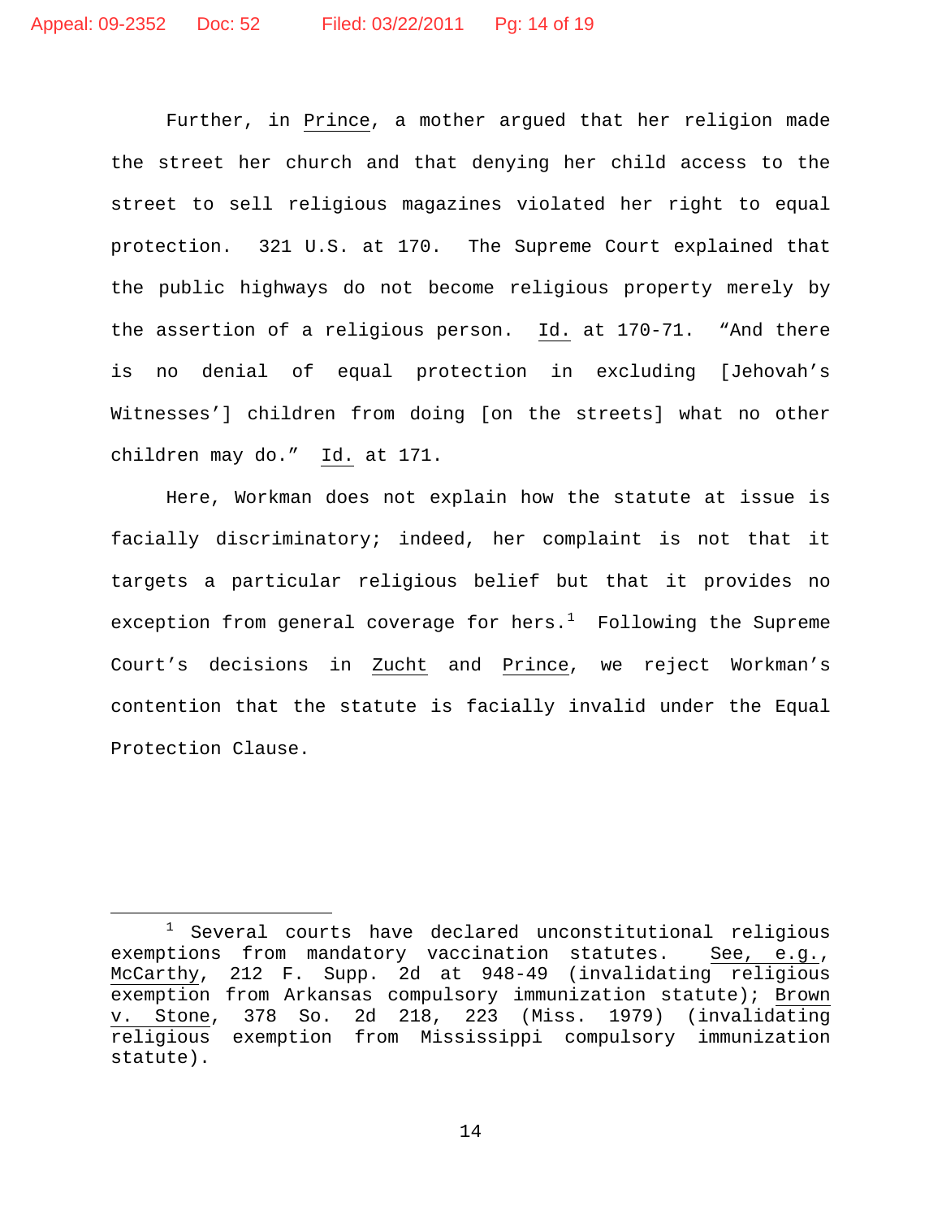Further, in Prince, a mother argued that her religion made the street her church and that denying her child access to the street to sell religious magazines violated her right to equal protection. 321 U.S. at 170. The Supreme Court explained that the public highways do not become religious property merely by the assertion of a religious person. Id. at 170-71. "And there is no denial of equal protection in excluding [Jehovah's Witnesses'] children from doing [on the streets] what no other children may do." Id. at 171.

Here, Workman does not explain how the statute at issue is facially discriminatory; indeed, her complaint is not that it targets a particular religious belief but that it provides no exception from general coverage for hers.[1] Following the Supreme Court's decisions in Zucht and Prince, we reject Workman's contention that the statute is facially invalid under the Equal Protection Clause.

---

[1] Several courts have declared unconstitutional religious exemptions from mandatory vaccination statutes. See, e.g., McCarthy, 212 F. Supp. 2d at 948-49 (invalidating religious exemption from Arkansas compulsory immunization statute); Brown v. Stone, 378 So. 2d 218, 223 (Miss. 1979) (invalidating religious exemption from Mississippi compulsory immunization statute).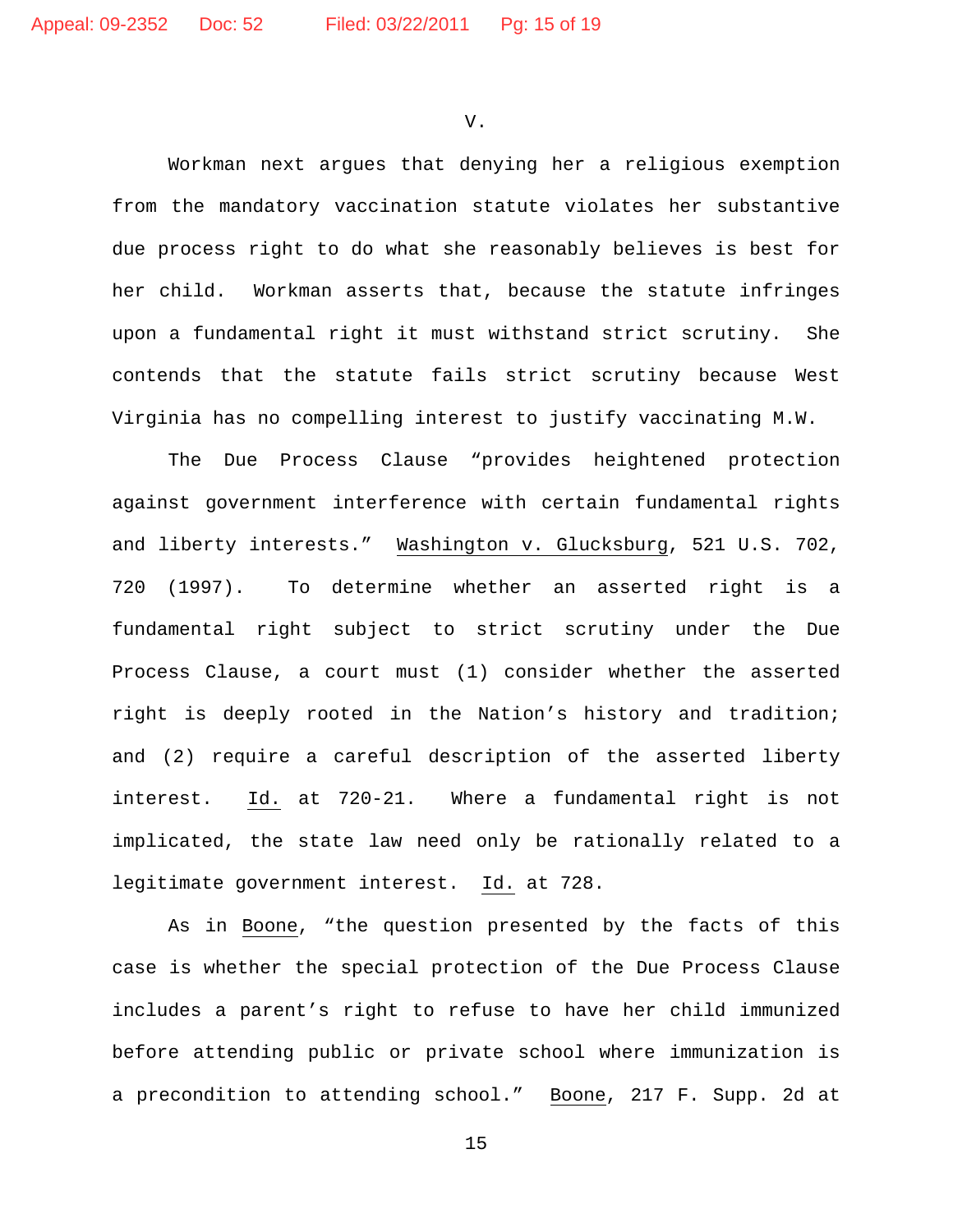V.

Workman next argues that denying her a religious exemption from the mandatory vaccination statute violates her substantive due process right to do what she reasonably believes is best for her child. Workman asserts that, because the statute infringes upon a fundamental right it must withstand strict scrutiny. She contends that the statute fails strict scrutiny because West Virginia has no compelling interest to justify vaccinating M.W.

The Due Process Clause "provides heightened protection against government interference with certain fundamental rights and liberty interests." Washington v. Glucksburg, 521 U.S. 702, 720 (1997). To determine whether an asserted right is a fundamental right subject to strict scrutiny under the Due Process Clause, a court must (1) consider whether the asserted right is deeply rooted in the Nation's history and tradition; and (2) require a careful description of the asserted liberty interest. Id. at 720-21. Where a fundamental right is not implicated, the state law need only be rationally related to a legitimate government interest. Id. at 728.

As in Boone, "the question presented by the facts of this case is whether the special protection of the Due Process Clause includes a parent's right to refuse to have her child immunized before attending public or private school where immunization is a precondition to attending school." Boone, 217 F. Supp. 2d at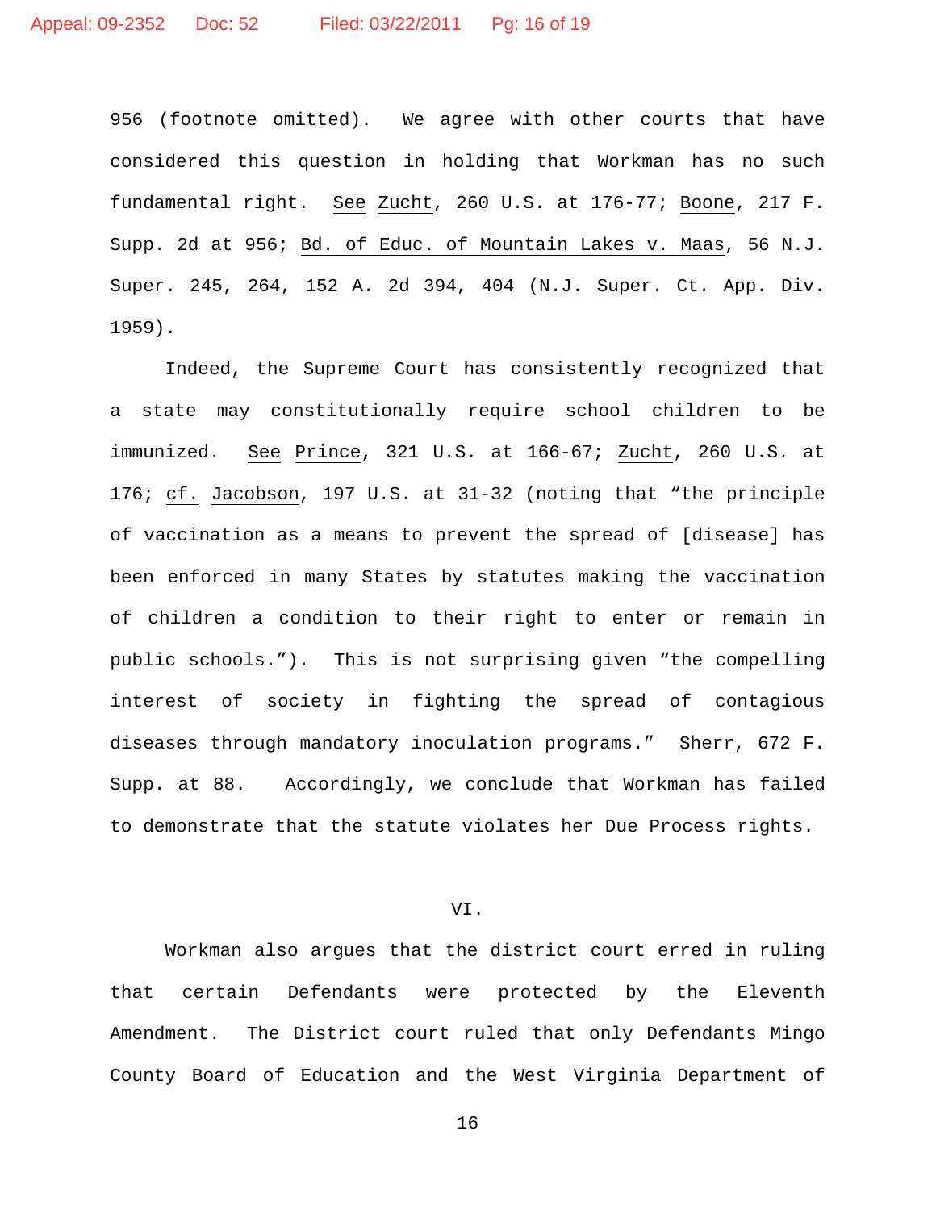956 (footnote omitted). We agree with other courts that have considered this question in holding that Workman has no such fundamental right. See Zucht, 260 U.S. at 176-77; Boone, 217 F. Supp. 2d at 956; Bd. of Educ. of Mountain Lakes v. Maas, 56 N.J. Super. 245, 264, 152 A. 2d 394, 404 (N.J. Super. Ct. App. Div. 1959).

Indeed, the Supreme Court has consistently recognized that a state may constitutionally require school children to be immunized. See Prince, 321 U.S. at 166-67; Zucht, 260 U.S. at 176; cf. Jacobson, 197 U.S. at 31-32 (noting that "the principle of vaccination as a means to prevent the spread of [disease] has been enforced in many States by statutes making the vaccination of children a condition to their right to enter or remain in public schools."). This is not surprising given "the compelling interest of society in fighting the spread of contagious diseases through mandatory inoculation programs." Sherr, 672 F. Supp. at 88. Accordingly, we conclude that Workman has failed to demonstrate that the statute violates her Due Process rights.

## VI.

Workman also argues that the district court erred in ruling that certain Defendants were protected by the Eleventh Amendment. The District court ruled that only Defendants Mingo County Board of Education and the West Virginia Department of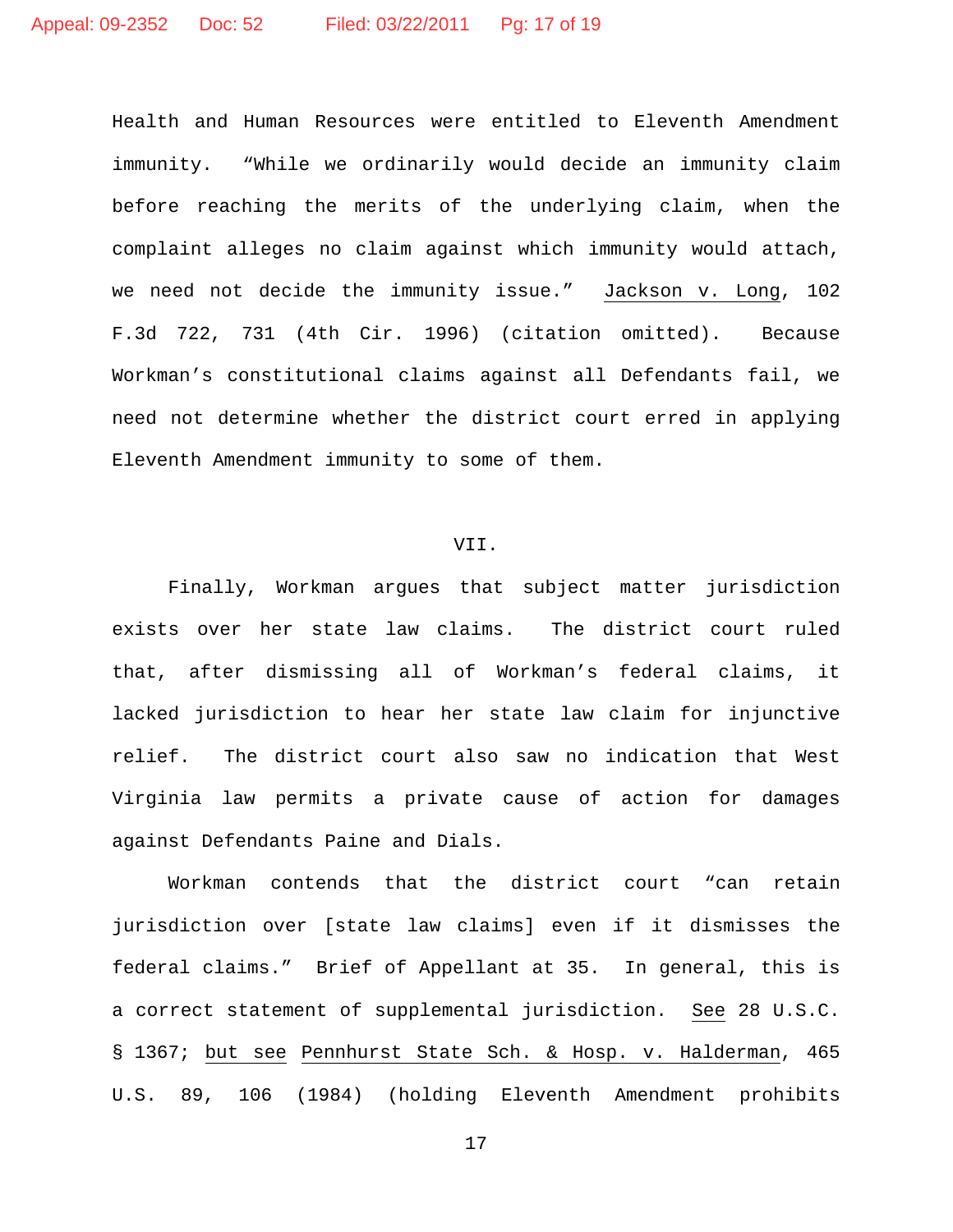Health and Human Resources were entitled to Eleventh Amendment immunity. "While we ordinarily would decide an immunity claim before reaching the merits of the underlying claim, when the complaint alleges no claim against which immunity would attach, we need not decide the immunity issue." Jackson v. Long, 102 F.3d 722, 731 (4th Cir. 1996) (citation omitted). Because Workman's constitutional claims against all Defendants fail, we need not determine whether the district court erred in applying Eleventh Amendment immunity to some of them.

VII.

Finally, Workman argues that subject matter jurisdiction exists over her state law claims. The district court ruled that, after dismissing all of Workman's federal claims, it lacked jurisdiction to hear her state law claim for injunctive relief. The district court also saw no indication that West Virginia law permits a private cause of action for damages against Defendants Paine and Dials.

Workman contends that the district court "can retain jurisdiction over [state law claims] even if it dismisses the federal claims." Brief of Appellant at 35. In general, this is a correct statement of supplemental jurisdiction. See 28 U.S.C. § 1367; but see Pennhurst State Sch. & Hosp. v. Halderman, 465 U.S. 89, 106 (1984) (holding Eleventh Amendment prohibits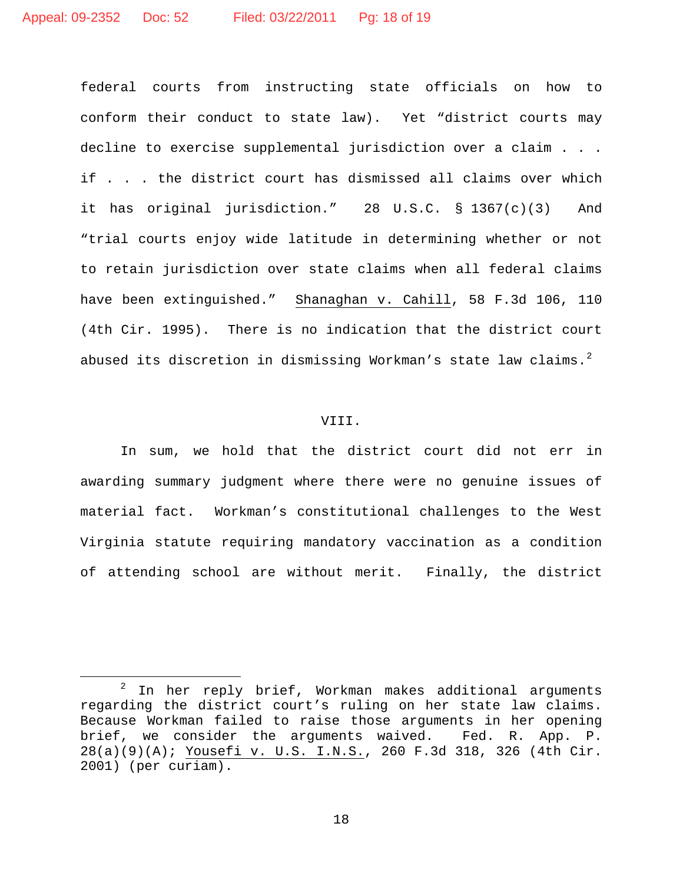federal courts from instructing state officials on how to conform their conduct to state law). Yet "district courts may decline to exercise supplemental jurisdiction over a claim . . . if . . . the district court has dismissed all claims over which it has original jurisdiction." 28 U.S.C. § 1367(c)(3) And "trial courts enjoy wide latitude in determining whether or not to retain jurisdiction over state claims when all federal claims have been extinguished." Shanaghan v. Cahill, 58 F.3d 106, 110 (4th Cir. 1995). There is no indication that the district court abused its discretion in dismissing Workman's state law claims.[2]

## VIII.

In sum, we hold that the district court did not err in awarding summary judgment where there were no genuine issues of material fact. Workman's constitutional challenges to the West Virginia statute requiring mandatory vaccination as a condition of attending school are without merit. Finally, the district

---

[2] In her reply brief, Workman makes additional arguments regarding the district court's ruling on her state law claims. Because Workman failed to raise those arguments in her opening brief, we consider the arguments waived. Fed. R. App. P. 28(a)(9)(A); Yousefi v. U.S. I.N.S., 260 F.3d 318, 326 (4th Cir. 2001) (per curiam).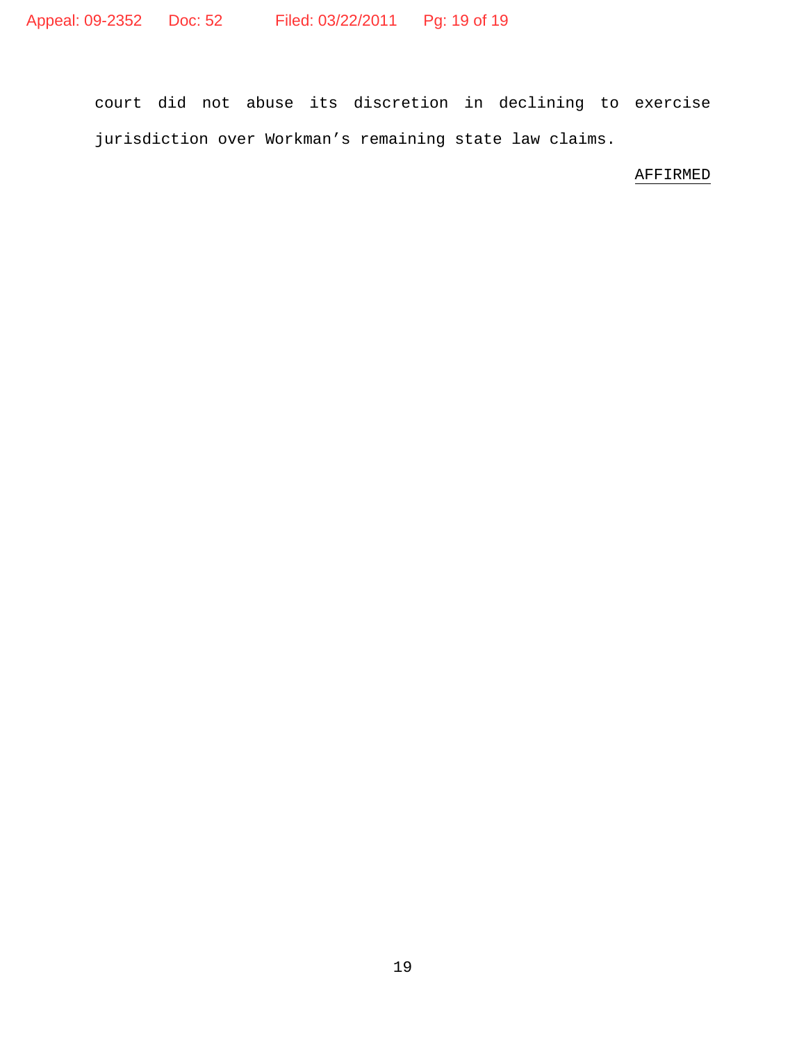court did not abuse its discretion in declining to exercise jurisdiction over Workman's remaining state law claims.

AFFIRMED